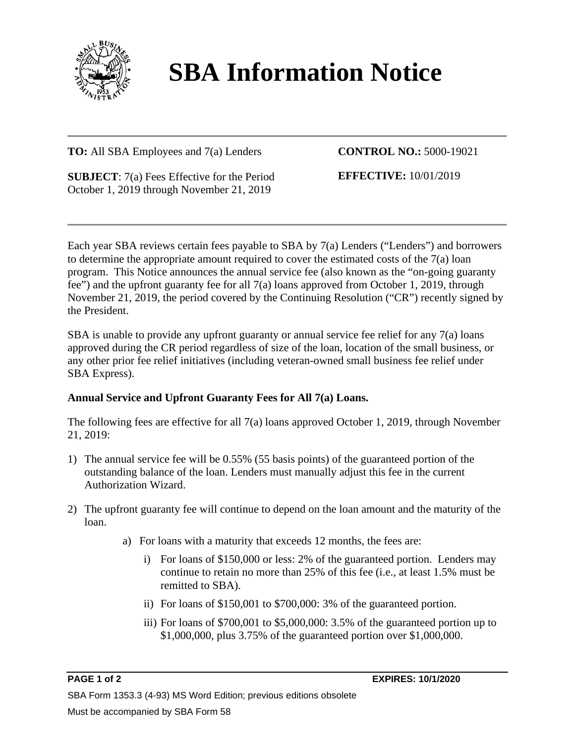# SBA Information Notice

**TO:** All SBA Employees and 7(a) Lenders

**CONTROL NO.:** 5000-19021

**SUBJECT**: 7(a) Fees Effective for the Period October 1, 2019 through November 21, 2019

**EFFECTIVE:** 10/01/2019

Each year SBA reviews certain fees payable to SBA by 7(a) Lenders ("Lenders") and borrowers to determine the appropriate amount required to cover the estimated costs of the 7(a) loan program. This Notice announces the annual service fee (also known as the "on-going guaranty fee") and the upfront guaranty fee for all 7(a) loans approved from October 1, 2019, through November 21, 2019, the period covered by the Continuing Resolution ("CR") recently signed by the President.

SBA is unable to provide any upfront guaranty or annual service fee relief for any 7(a) loans approved during the CR period regardless of size of the loan, location of the small business, or any other prior fee relief initiatives (including veteran-owned small business fee relief under SBA Express).

**Annual Service and Upfront Guaranty Fees for All 7(a) Loans.**

The following fees are effective for all 7(a) loans approved October 1, 2019, through November 21, 2019:

1) The annual service fee will be 0.55% (55 basis points) of the guaranteed portion of the outstanding balance of the loan. Lenders must manually adjust this fee in the current Authorization Wizard.

2) The upfront guaranty fee will continue to depend on the loan amount and the maturity of the loan.

    a) For loans with a maturity that exceeds 12 months, the fees are:

        i) For loans of $150,000 or less: 2% of the guaranteed portion. Lenders may continue to retain no more than 25% of this fee (i.e., at least 1.5% must be remitted to SBA).

        ii) For loans of $150,001 to $700,000: 3% of the guaranteed portion.

        iii) For loans of $700,001 to $5,000,000: 3.5% of the guaranteed portion up to $1,000,000, plus 3.75% of the guaranteed portion over $1,000,000.

**EXPIRES: 10/1/2020**

SBA Form 1353.3 (4-93) MS Word Edition; previous editions obsolete

Must be accompanied by SBA Form 58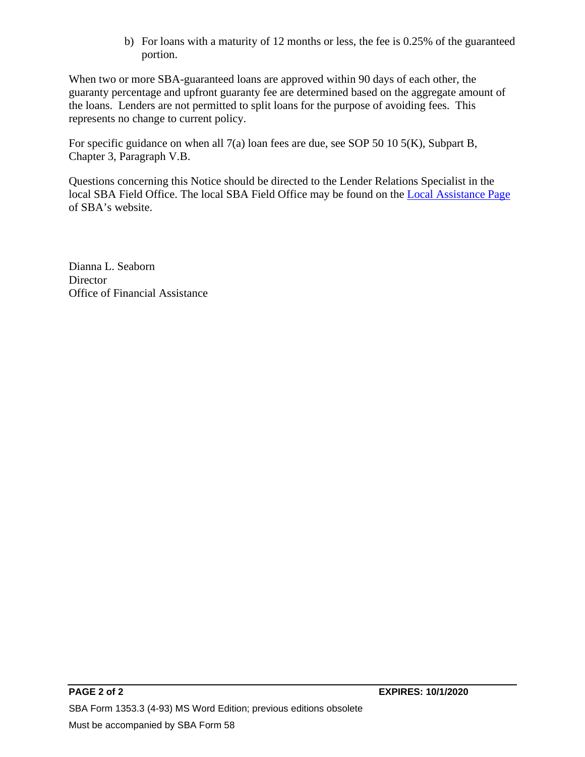b) For loans with a maturity of 12 months or less, the fee is 0.25% of the guaranteed portion.

When two or more SBA-guaranteed loans are approved within 90 days of each other, the guaranty percentage and upfront guaranty fee are determined based on the aggregate amount of the loans. Lenders are not permitted to split loans for the purpose of avoiding fees. This represents no change to current policy.

For specific guidance on when all 7(a) loan fees are due, see SOP 50 10 5(K), Subpart B, Chapter 3, Paragraph V.B.

Questions concerning this Notice should be directed to the Lender Relations Specialist in the local SBA Field Office. The local SBA Field Office may be found on the Local Assistance Page of SBA's website.

Dianna L. Seaborn
Director
Office of Financial Assistance

**EXPIRES: 10/1/2020**

SBA Form 1353.3 (4-93) MS Word Edition; previous editions obsolete

Must be accompanied by SBA Form 58